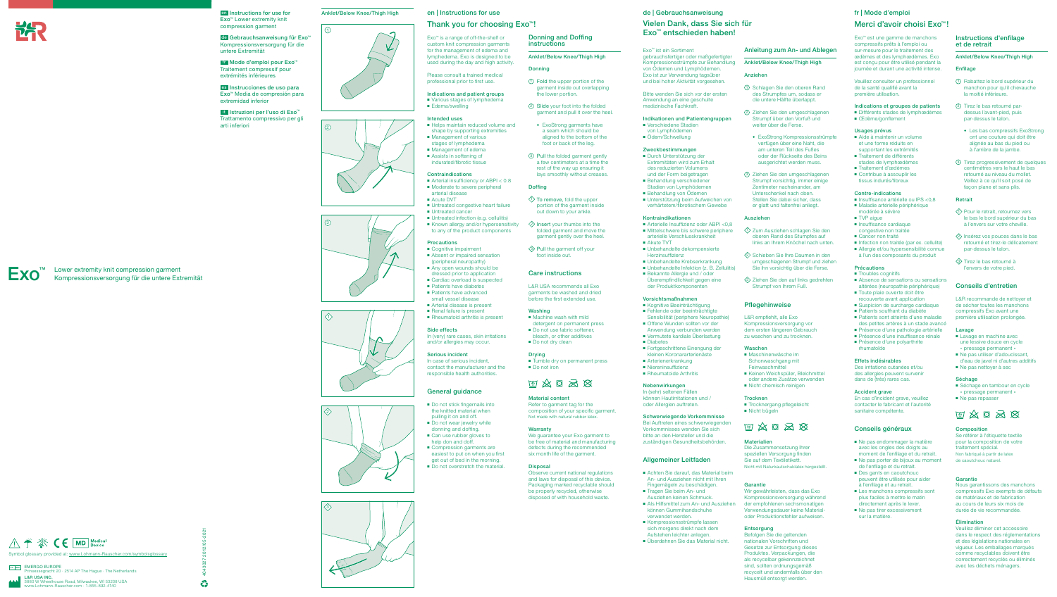**en** Instructions for use for Exo™ Lower extremity knit compression garment

**de** Gebrauchsanweisung für Exo™ Kompressionsversorgung für die untere Extremität

**fr** Mode d'emploi pour Exo™ Traitement compressif pour extrémités inférieures

**es** Instrucciones de uso para Exo™ Media de compresión para extremidad inferior

**it** Istruzioni per l'uso di Exo™ Trattamento compressivo per gli arti inferiori

# Exo™

Lower extremity knit compression garment
Kompressionsversorgung für die untere Extremität

Symbol glossary provided at: www.Lohmann-Rauscher.com/symbolglossary

EMERGO EUROPE
Prinsessegracht 20 · 2514 AP The Hague · The Netherlands

L&R USA INC.
3880 W Wheelhouse Road, Milwaukee, WI 53208 USA
www.Lohmann-Rauscher.com · 1-855-892-4140

404927 2012/05-2021

Anklet/Below Knee/Thigh High

## en | Instructions for use

## Thank you for choosing Exo™!

Exo™ is a range of off-the-shelf or custom knit compression garments for the management of edema and lymphedema. Exo is designed to be used during the day and high activity.

Please consult a trained medical professional prior to first use.

### Indications and patient groups
- Various stages of lymphedema
- Edema/swelling

### Intended uses
- Helps maintain reduced volume and shape by supporting extremities
- Management of various stages of lymphedema
- Management of edema
- Assists in softening of indurated/fibrotic tissue

### Contraindications
- Arterial insufficiency or ABPI < 0.8
- Moderate to severe peripheral arterial disease
- Acute DVT
- Untreated congestive heart failure
- Untreated cancer
- Untreated infection (e.g. cellulitis)
- Known allergy and/or hypersensitivity to any of the product components

### Precautions
- Cognitive impairment
- Absent or impaired sensation (peripheral neuropathy)
- Any open wounds should be dressed prior to application
- Cardiac overload is suspected
- Patients have diabetes
- Patients have advanced small vessel disease
- Arterial disease is present
- Renal failure is present
- Rheumatoid arthritis is present

### Side effects
In (very) rare cases, skin irritations and/or allergies may occur.

### Serious incident
In case of serious incident, contact the manufacturer and the responsible health authorities.

## General guidance
- Do not stick fingernails into the knitted material when pulling it on and off.
- Do not wear jewelry while donning and doffing.
- Can use rubber gloves to help don and doff.
- Compression garments are easiest to put on when you first get out of bed in the morning.
- Do not overstretch the material.

## Donning and Doffing instructions

### Anklet/Below Knee/Thigh High

#### Donning
1. Fold the upper portion of the garment inside out overlapping the lower portion.
2. Slide your foot into the folded garment and pull it over the heel.
   - ExoStrong garments have a seam which should be aligned to the bottom of the foot or back of the leg.
3. Pull the folded garment gently a few centimeters at a time the rest of the way up ensuring it lays smoothly without creases.

#### Doffing
1. To remove, fold the upper portion of the garment inside out down to your ankle.
2. Insert your thumbs into the folded garment and move the garment gently over the heel.
3. Pull the garment off your foot inside out.

## Care instructions
L&R USA recommends all Exo garments be washed and dried before the first extended use.

### Washing
- Machine wash with mild detergent on permanent press
- Do not use fabric softener, bleach, or other additives
- Do not dry clean

### Drying
- Tumble dry on permanent press
- Do not iron

### Material content
Refer to garment tag for the composition of your specific garment.
Not made with natural rubber latex.

### Warranty
We guarantee your Exo garment to be free of material and manufacturing defects during the recommended six month life of the garment.

### Disposal
Observe current national regulations and laws for disposal of this device. Packaging marked recyclable should be properly recycled, otherwise disposed of with household waste.

## de | Gebrauchsanweisung

## Vielen Dank, dass Sie sich für Exo™ entschieden haben!

Exo™ ist ein Sortiment gebrauchsfertiger oder maßgefertigter Kompressionsstrümpfe zur Behandlung von Ödemen und Lymphödemen. Exo ist zur Verwendung tagsüber und bei hoher Aktivität vorgesehen.

Bitte wenden Sie sich vor der ersten Anwendung an eine geschulte medizinische Fachkraft.

### Indikationen und Patientengruppen
- Verschiedene Stadien von Lymphödemen
- Ödem/Schwellung

### Zweckbestimmungen
- Durch Unterstützung der Extremitäten wird zum Erhalt des reduzierten Volumens und der Form beigetragen
- Behandlung verschiedener Stadien von Lymphödemen
- Behandlung von Ödemen
- Unterstützung beim Aufweichen von verhärtetem/fibrotischem Gewebe

### Kontraindikationen
- Arterielle Insuffizienz oder ABPI <0,8
- Mittelschwere bis schwere periphere arterielle Verschlusskrankheit
- Akute TVT
- Unbehandelte dekompensierte Herzinsuffizienz
- Unbehandelte Krebserkrankung
- Unbehandelte Infektion (z. B. Zellulitis)
- Bekannte Allergie und / oder Überempfindlichkeit gegen eine der Produktkomponenten

### Vorsichtsmaßnahmen
- Kognitive Beeinträchtigung
- Fehlende oder beeinträchtigte Sensibilität (periphere Neuropathie)
- Offene Wunden sollten vor der Anwendung verbunden werden
- Vermutete kardiale Überlastung
- Diabetes
- Fortgeschrittene Einengung der kleinen Koronararterienäste
- Arterienerkrankung
- Niereninsuffizienz
- Rheumatoide Arthritis

### Nebenwirkungen
In (sehr) seltenen Fällen können Hautirritationen und / oder Allergien auftreten.

### Schwerwiegende Vorkommnisse
Bei Auftreten eines schwerwiegenden Vorkommnisses wenden Sie sich bitte an den Hersteller und die zuständigen Gesundheitsbehörden.

## Allgemeiner Leitfaden
- Achten Sie darauf, das Material beim An- und Ausziehen nicht mit Ihren Fingernägeln zu beschädigen.
- Tragen Sie beim An- und Ausziehen keinen Schmuck.
- Als Hilfsmittel zum An- und Ausziehen können Gummihandschuhe verwendet werden.
- Kompressionsstrümpfe lassen sich morgens direkt nach dem Aufstehen leichter anlegen.
- Überdehnen Sie das Material nicht.

## Anleitung zum An- und Ablegen

### Anklet/Below Knee/Thigh High

#### Anziehen
1. Schlagen Sie den oberen Rand des Strumpfes um, sodass er die untere Hälfte überlappt.
2. Ziehen Sie den umgeschlagenen Strumpf über den Vorfuß und weiter über die Ferse.
   - ExoStrong Kompressionsstrümpfe verfügen über eine Naht, die am unteren Teil des Fußes oder der Rückseite des Beins ausgerichtet werden muss.
3. Ziehen Sie den umgeschlagenen Strumpf vorsichtig, immer einige Zentimeter nacheinander, am Unterschenkel nach oben. Stellen Sie dabei sicher, dass er glatt und faltenfrei anliegt.

#### Ausziehen
1. Zum Ausziehen schlagen Sie den oberen Rand des Strumpfes auf links an Ihrem Knöchel nach unten.
2. Schieben Sie Ihre Daumen in den umgeschlagenen Strumpf und ziehen Sie ihn vorsichtig über die Ferse.
3. Ziehen Sie den auf links gedrehten Strumpf von Ihrem Fuß.

## Pflegehinweise
L&R empfiehlt, alle Exo Kompressionsversorgung vor dem ersten längeren Gebrauch zu waschen und zu trocknen.

### Waschen
- Maschinenwäsche im Schonwaschgang mit Feinwaschmittel
- Keinen Weichspüler, Bleichmittel oder andere Zusätze verwenden
- Nicht chemisch reinigen

### Trocknen
- Trocknergang pflegeleicht
- Nicht bügeln

### Materialien
Die Zusammensetzung Ihrer speziellen Versorgung finden Sie auf dem Textiletikett.
Nicht mit Naturkautschuklatex hergestellt.

### Garantie
Wir gewährleisten, dass das Exo Kompressionsversorgung während der empfohlenen sechsmonatigen Verwendungsdauer keine Material- oder Produktionsfehler aufweisen.

### Entsorgung
Befolgen Sie die geltenden nationalen Vorschriften und Gesetze zur Entsorgung dieses Produktes. Verpackungen, die als recycelbar gekennzeichnet sind, sollten ordnungsgemäß recycelt und andernfalls über den Hausmüll entsorgt werden.

## fr | Mode d'emploi

## Merci d'avoir choisi Exo™ !

Exo™ est une gamme de manchons compressifs prêts à l'emploi ou sur-mesure pour le traitement des œdèmes et des lymphœdèmes. Exo est conçu pour être utilisé pendant la journée et durant une activité intense.

Veuillez consulter un professionnel de la santé qualifié avant la première utilisation.

### Indications et groupes de patients
- Différents stades de lymphœdèmes
- Œdème/gonflement

### Usages prévus
- Aide à maintenir un volume et une forme réduits en supportant les extrémités
- Traitement de différents stades de lymphœdèmes
- Traitement d'œdèmes
- Contribue à assouplir les tissus indurés/fibreux

### Contre-indications
- Insuffisance artérielle ou IPS <0,8
- Maladie artérielle périphérique modérée à sévère
- TVP aiguë
- Insuffisance cardiaque congestive non traitée
- Cancer non traité
- Infection non traitée (par ex. cellulite)
- Allergie et/ou hypersensibilité connue à l'un des composants du produit

### Précautions
- Troubles cognitifs
- Absence de sensations ou sensations altérées (neuropathie périphérique)
- Toute plaie ouverte doit être recouverte avant application
- Suspicion de surcharge cardiaque
- Patients souffrant du diabète
- Patients sont atteints d'une maladie des petites artères à un stade avancé
- Présence d'une pathologie artérielle
- Présence d'une insuffisance rénale
- Présence d'une polyarthrite rhumatoïde

### Effets indésirables
Des irritations cutanées et/ou des allergies peuvent survenir dans de (très) rares cas.

### Accident grave
En cas d'incident grave, veuillez contacter le fabricant et l'autorité sanitaire compétente.

## Conseils généraux
- Ne pas endommager la matière avec les ongles des doigts au moment de l'enfilage et du retrait.
- Ne pas porter de bijoux au moment de l'enfilage et du retrait.
- Des gants en caoutchouc peuvent être utilisés pour aider à l'enfilage et au retrait.
- Les manchons compressifs sont plus faciles à mettre le matin directement après le lever.
- Ne pas tirer excessivement sur la matière.

## Instructions d'enfilage et de retrait

### Anklet/Below Knee/Thigh High

#### Enfilage
1. Rabattez le bord supérieur du manchon pour qu'il chevauche la moitié inférieure.
2. Tirez le bas retourné par-dessus l'avant-pied, puis par-dessus le talon.
   - Les bas compressifs ExoStrong ont une couture qui doit être alignée au bas du pied ou à l'arrière de la jambe.
3. Tirez progressivement de quelques centimètres vers le haut le bas retourné au niveau du mollet. Veillez à ce qu'il soit posé de façon plane et sans plis.

#### Retrait
1. Pour le retrait, retournez vers le bas le bord supérieur du bas à l'envers sur votre cheville.
2. Insérez vos pouces dans le bas retourné et tirez-le délicatement par-dessus le talon.
3. Tirez le bas retourné à l'envers de votre pied.

## Conseils d'entretien
L&R recommande de nettoyer et de sécher toutes les manchons compressifs Exo avant une première utilisation prolongée.

### Lavage
- Lavage en machine avec une lessive douce en cycle « pressage permanent »
- Ne pas utiliser d'adoucissant, d'eau de javel ni d'autres additifs
- Ne pas nettoyer à sec

### Séchage
- Séchage en tambour en cycle « pressage permanent »
- Ne pas repasser

### Composition
Se référer à l'étiquette textile pour la composition de votre traitement spécial.
Non fabriqué à partir de latex de caoutchouc naturel.

### Garantie
Nous garantissons des manchons compressifs Exo exempts de défauts de matériaux et de fabrication au cours de leurs six mois de durée de vie recommandée.

### Élimination
Veuillez éliminer cet accessoire dans le respect des réglementations et des législations nationales en vigueur. Les emballages marqués comme recyclables doivent être correctement recyclés ou éliminés avec les déchets ménagers.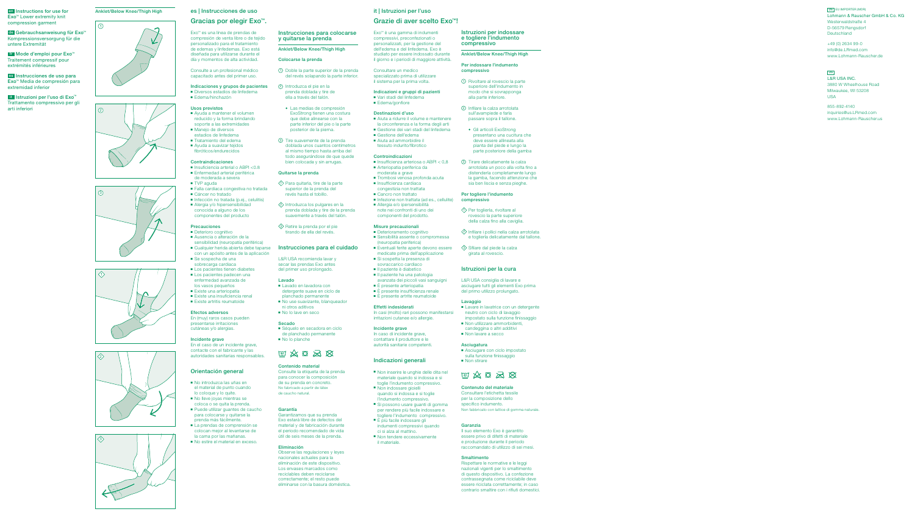**en** Instructions for use for Exo™ Lower extremity knit compression garment

**de** Gebrauchsanweisung für Exo™ Kompressionsversorgung für die untere Extremität

**fr** Mode d'emploi pour Exo™ Traitement compressif pour extrémités inférieures

**es** Instrucciones de uso para Exo™ Media de compresión para extremidad inferior

**it** Istruzioni per l'uso di Exo™ Trattamento compressivo per gli arti inferiori

Anklet/Below Knee/Thigh High

1

2

3

4

5

6

## es | Instrucciones de uso

# Gracias por elegir Exo™.

Exo™ es una línea de prendas de compresión de venta libre o de tejido personalizado para el tratamiento de edemas y linfedemas. Exo está diseñada para utilizarse durante el día y momentos de alta actividad.

Consulte a un profesional médico capacitado antes del primer uso.

### Indicaciones y grupos de pacientes

- Diversos estadios de linfedema
- Edema/hinchazón

### Usos previstos

- Ayuda a mantener el volumen reducido y la forma brindando soporte a las extremidades
- Manejo de diversos estadios de linfedema
- Tratamiento del edema
- Ayuda a suavizar tejidos fibróticos/endurecidos

### Contraindicaciones

- Insuficiencia arterial o ABPI <0,8
- Enfermedad arterial periférica de moderada a severa
- TVP aguda
- Falla cardíaca congestiva no tratada
- Cáncer no tratado
- Infección no tratada (p.ej., celulitis)
- Alergia y/o hipersensibilidad conocida a alguno de los componentes del producto

### Precauciones

- Deterioro cognitivo
- Ausencia o alteración de la sensibilidad (neuropatía periférica)
- Cualquier herida abierta debe taparse con un apósito antes de la aplicación
- Se sospecha de una sobrecarga cardíaca
- Los pacientes tienen diabetes
- Los pacientes padecen una enfermedad avanzada de los vasos pequeños
- Existe una arteriopatía
- Existe una insuficiencia renal
- Existe artritis reumatoide

### Efectos adversos

En (muy) raros casos pueden presentarse irritaciones cutáneas y/o alergias.

### Incidente grave

En el caso de un incidente grave, contacte con el fabricante y las autoridades sanitarias responsables.

## Orientación general

- No introduzca las uñas en el material de punto cuando lo coloque y lo quite.
- No lleve joyas mientras se coloca o se quita la prenda.
- Puede utilizar guantes de caucho para colocarse y quitarse la prenda más fácilmente.
- La prendas de compresión se colocan mejor al levantarse de la cama por las mañanas.
- No estire el material en exceso.

## Instrucciones para colocarse y quitarse la prenda

**Anklet/Below Knee/Thigh High**

### Colocarse la prenda

1. Doble la parte superior de la prenda del revés solapando la parte inferior.
2. Introduzca el pie en la prenda doblada y tire de ella a través del talón.
   - Las medias de compresión ExoStrong tienen una costura que debe alinearse con la parte inferior del pie o la parte posterior de la pierna.
3. Tire suavemente de la prenda doblada unos cuantos centímetros al mismo tiempo hasta arriba del todo asegurándose de que quede bien colocada y sin arrugas.

### Quitarse la prenda

4. Para quitarla, tire de la parte superior de la prenda del revés hasta el tobillo.
5. Introduzca los pulgares en la prenda doblada y tire de la prenda suavemente a través del talón.
6. Retire la prenda por el pie tirando de ella del revés.

## Instrucciones para el cuidado

L&R USA recomienda lavar y secar las prendas Exo antes del primer uso prolongado.

### Lavado

- Lavado en lavadora con detergente suave en ciclo de planchado permanente
- No use suavizante, blanqueador ni otros aditivos
- No lo lave en seco

### Secado

- Séquelo en secadora en ciclo de planchado permanente
- No lo planche

### Contenido material

Consulte la etiqueta de la prenda para conocer la composición de su prenda en concreto.
No fabricado a partir de látex de caucho natural.

### Garantía

Garantizamos que su prenda Exo estará libre de defectos del material y de fabricación durante el periodo recomendado de vida útil de seis meses de la prenda.

### Eliminación

Observe las regulaciones y leyes nacionales actuales para la eliminación de este dispositivo. Los envases marcados como reciclables deben reciclarse correctamente; el resto puede eliminarse con la basura doméstica.

## it | Istruzioni per l'uso

# Grazie di aver scelto Exo™!

Exo™ è una gamma di indumenti compressivi, preconfezionati o personalizzati, per la gestione del dell'edema e del linfedema. Exo è studiato per essere indossato durante il giorno e i periodi di maggiore attività.

Consultare un medico specializzato prima di utilizzare il sistema per la prima volta.

### Indicazioni e gruppi di pazienti

- Vari stadi del linfedema
- Edema/gonfiore

### Destinazioni d'uso

- Aiuta a ridurre il volume e mantenere la circonferenza e la forma degli arti
- Gestione dei vari stadi del linfedema
- Gestione dell'edema
- Aiuta ad ammorbidire il tessuto indurito/fibrotico

### Controindicazioni

- Insufficienza arteriosa o ABPI < 0,8
- Arteriopatia periferica da moderata a grave
- Trombosi venosa profonda acuta
- Insufficienza cardiaca congestizia non trattata
- Cancro non trattato
- Infezione non trattata (ad es., cellulite)
- Allergia e/o ipersensibilità note nei confronti di uno dei componenti del prodotto.

### Misure precauzionali

- Deterioramento cognitivo
- Sensibilità assente o compromessa (neuropatia periferica)
- Eventuali ferite aperte devono essere medicate prima dell'applicazione
- Si sospetta la presenza di sovraccarico cardiaco
- Il paziente è diabetico
- Il paziente ha una patologia avanzata dei piccoli vasi sanguigni
- È presente arteriopatia
- È presente insufficienza renale
- È presente artrite reumatoide

### Effetti indesiderati

In casi (molto) rari possono manifestarsi irritazioni cutanee e/o allergie.

### Incidente grave

In caso di incidente grave, contattare il produttore e le autorità sanitarie competenti.

## Indicazioni generali

- Non inserire le unghie delle dita nel materiale quando si indossa e si toglie l'indumento compressivo.
- Non indossare gioielli quando si indossa e si toglie l'indumento compressivo.
- Si possono usare guanti di gomma per rendere più facile indossare e togliere l'indumento compressivo.
- È più facile indossare gli indumenti compressivi quando ci si alza al mattino.
- Non tendere eccessivamente il materiale.

## Istruzioni per indossare e togliere l'indumento compressivo

**Anklet/Below Knee/Thigh High**

### Per indossare l'indumento compressivo

1. Rivoltare al rovescio la parte superiore dell'indumento in modo che si sovrapponga alla parte inferiore.
2. Infilare la calza arrotolata sull'avampiede e farla passare sopra il tallone.
   - Gli articoli ExoStrong presentano una cucitura che deve essere allineata alla pianta del piede e lungo la parte posteriore della gamba
3. Tirare delicatamente la calza arrotolata un poco alla volta fino a distenderla completamente lungo la gamba, facendo attenzione che sia ben liscia e senza pieghe.

### Per togliere l'indumento compressivo

4. Per toglierla, rivoltare al rovescio la parte superiore della calza fino alla caviglia.
5. Infilare i pollici nella calza arrotolata e toglierla delicatamente dal tallone.
6. Sfilare dal piede la calza girata al rovescio.

## Istruzioni per la cura

L&R USA consiglia di lavare e asciugare tutti gli elementi Exo prima del primo utilizzo prolungato.

### Lavaggio

- Lavare in lavatrice con un detergente neutro con ciclo di lavaggio impostato sulla funzione finissaggio
- Non utilizzare ammorbidenti, candeggina o altri additivi
- Non lavare a secco

### Asciugatura

- Asciugare con ciclo impostato sulla funzione finissaggio
- Non stirare

### Contenuto del materiale

Consultare l'etichetta tessile per la composizione dello specifico indumento.
Non fabbricato con lattice di gomma naturale.

### Garanzia

Il suo elemento Exo è garantito essere privo di difetti di materiale e produzione durante il periodo raccomandato di utilizzo di sei mesi.

### Smaltimento

Rispettare le normative e le leggi nazionali vigenti per lo smaltimento di questo dispositivo. La confezione contrassegnata come riciclabile deve essere riciclata correttamente; in caso contrario smaltire con i rifiuti domestici.

EU IMPORTER (MDR)
Lohmann & Rauscher GmbH & Co. KG
Westerwaldstraße 4
D-56579 Rengsdorf
Deutschland

+49 (0) 2634 99-0
info@de.LRmed.com
www.Lohmann-Rauscher.de

L&R USA INC.
3880 W Wheelhouse Road
Milwaukee, WI 53208
USA

855-892-4140
inquiries@us.LRmed.com
www.Lohmann-Rauscher.us